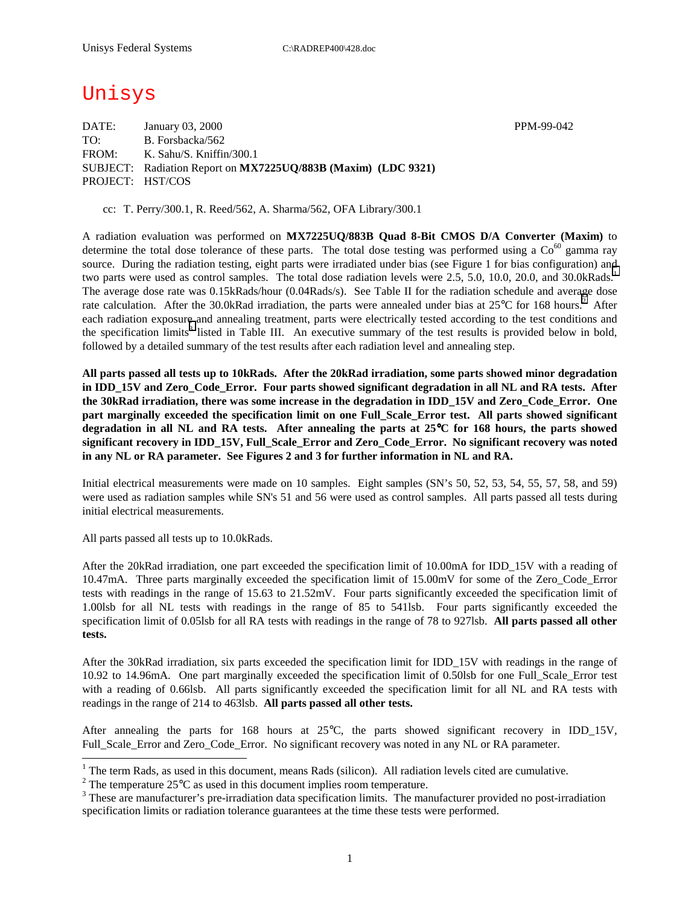Unisys Federal Systems C:\RADREP400\428.doc

# Unisys

DATE: January 03, 2000 PPM-99-042

TO: B. Forsbacka/562

FROM: K. Sahu/S. Kniffin/300.1

SUBJECT: Radiation Report on **MX7225UQ/883B (Maxim) (LDC 9321)**

PROJECT: HST/COS

cc: T. Perry/300.1, R. Reed/562, A. Sharma/562, OFA Library/300.1

A radiation evaluation was performed on **MX7225UQ/883B Quad 8-Bit CMOS D/A Converter (Maxim)** to determine the total dose tolerance of these parts. The total dose testing was performed using a $Co^{60}$ gamma ray source. During the radiation testing, eight parts were irradiated under bias (see Figure 1 for bias configuration) and two parts were used as control samples. The total dose radiation levels were 2.5, 5.0, 10.0, 20.0, and 30.0kRads.[1] The average dose rate was 0.15kRads/hour (0.04Rads/s). See Table II for the radiation schedule and average dose rate calculation. After the 30.0kRad irradiation, the parts were annealed under bias at 25°C for 168 hours.[2] After each radiation exposure and annealing treatment, parts were electrically tested according to the test conditions and the specification limits[3] listed in Table III. An executive summary of the test results is provided below in bold, followed by a detailed summary of the test results after each radiation level and annealing step.

**All parts passed all tests up to 10kRads. After the 20kRad irradiation, some parts showed minor degradation in IDD_15V and Zero_Code_Error. Four parts showed significant degradation in all NL and RA tests. After the 30kRad irradiation, there was some increase in the degradation in IDD_15V and Zero_Code_Error. One part marginally exceeded the specification limit on one Full_Scale_Error test. All parts showed significant degradation in all NL and RA tests. After annealing the parts at 25°C for 168 hours, the parts showed significant recovery in IDD_15V, Full_Scale_Error and Zero_Code_Error. No significant recovery was noted in any NL or RA parameter. See Figures 2 and 3 for further information in NL and RA.**

Initial electrical measurements were made on 10 samples. Eight samples (SN's 50, 52, 53, 54, 55, 57, 58, and 59) were used as radiation samples while SN's 51 and 56 were used as control samples. All parts passed all tests during initial electrical measurements.

All parts passed all tests up to 10.0kRads.

After the 20kRad irradiation, one part exceeded the specification limit of 10.00mA for IDD_15V with a reading of 10.47mA. Three parts marginally exceeded the specification limit of 15.00mV for some of the Zero_Code_Error tests with readings in the range of 15.63 to 21.52mV. Four parts significantly exceeded the specification limit of 1.00lsb for all NL tests with readings in the range of 85 to 541lsb. Four parts significantly exceeded the specification limit of 0.05lsb for all RA tests with readings in the range of 78 to 927lsb. **All parts passed all other tests.**

After the 30kRad irradiation, six parts exceeded the specification limit for IDD_15V with readings in the range of 10.92 to 14.96mA. One part marginally exceeded the specification limit of 0.50lsb for one Full_Scale_Error test with a reading of 0.66lsb. All parts significantly exceeded the specification limit for all NL and RA tests with readings in the range of 214 to 463lsb. **All parts passed all other tests.**

After annealing the parts for 168 hours at 25°C, the parts showed significant recovery in IDD_15V, Full_Scale_Error and Zero_Code_Error. No significant recovery was noted in any NL or RA parameter.

---

[1] The term Rads, as used in this document, means Rads (silicon). All radiation levels cited are cumulative.

[2] The temperature 25°C as used in this document implies room temperature.

[3] These are manufacturer's pre-irradiation data specification limits. The manufacturer provided no post-irradiation specification limits or radiation tolerance guarantees at the time these tests were performed.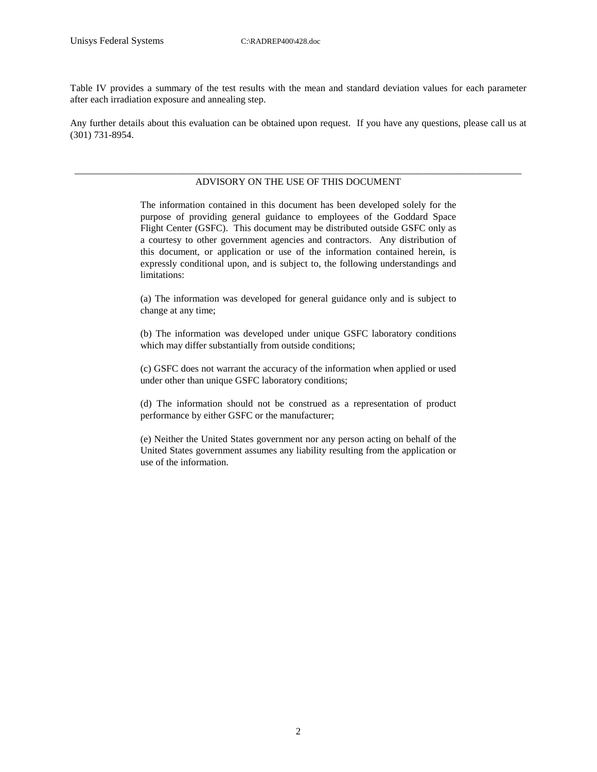Table IV provides a summary of the test results with the mean and standard deviation values for each parameter after each irradiation exposure and annealing step.

Any further details about this evaluation can be obtained upon request. If you have any questions, please call us at (301) 731-8954.

---

ADVISORY ON THE USE OF THIS DOCUMENT

The information contained in this document has been developed solely for the purpose of providing general guidance to employees of the Goddard Space Flight Center (GSFC). This document may be distributed outside GSFC only as a courtesy to other government agencies and contractors. Any distribution of this document, or application or use of the information contained herein, is expressly conditional upon, and is subject to, the following understandings and limitations:

(a) The information was developed for general guidance only and is subject to change at any time;

(b) The information was developed under unique GSFC laboratory conditions which may differ substantially from outside conditions;

(c) GSFC does not warrant the accuracy of the information when applied or used under other than unique GSFC laboratory conditions;

(d) The information should not be construed as a representation of product performance by either GSFC or the manufacturer;

(e) Neither the United States government nor any person acting on behalf of the United States government assumes any liability resulting from the application or use of the information.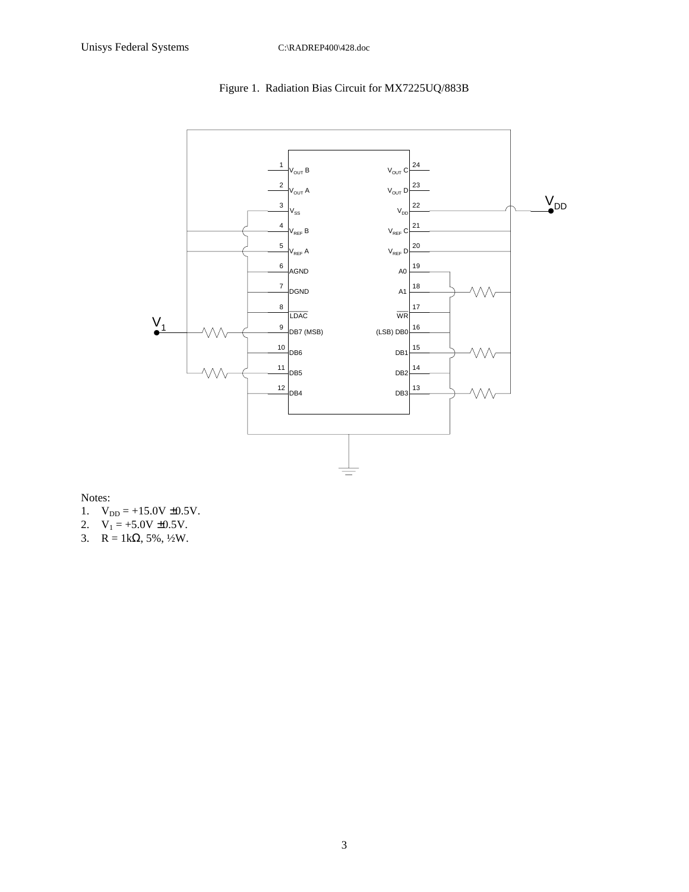Figure 1. Radiation Bias Circuit for MX7225UQ/883B

Notes:
1. $V_{DD}$ = +15.0V ±0.5V.
2. $V_1$ = +5.0V ±0.5V.
3. R = 1kΩ, 5%, ½W.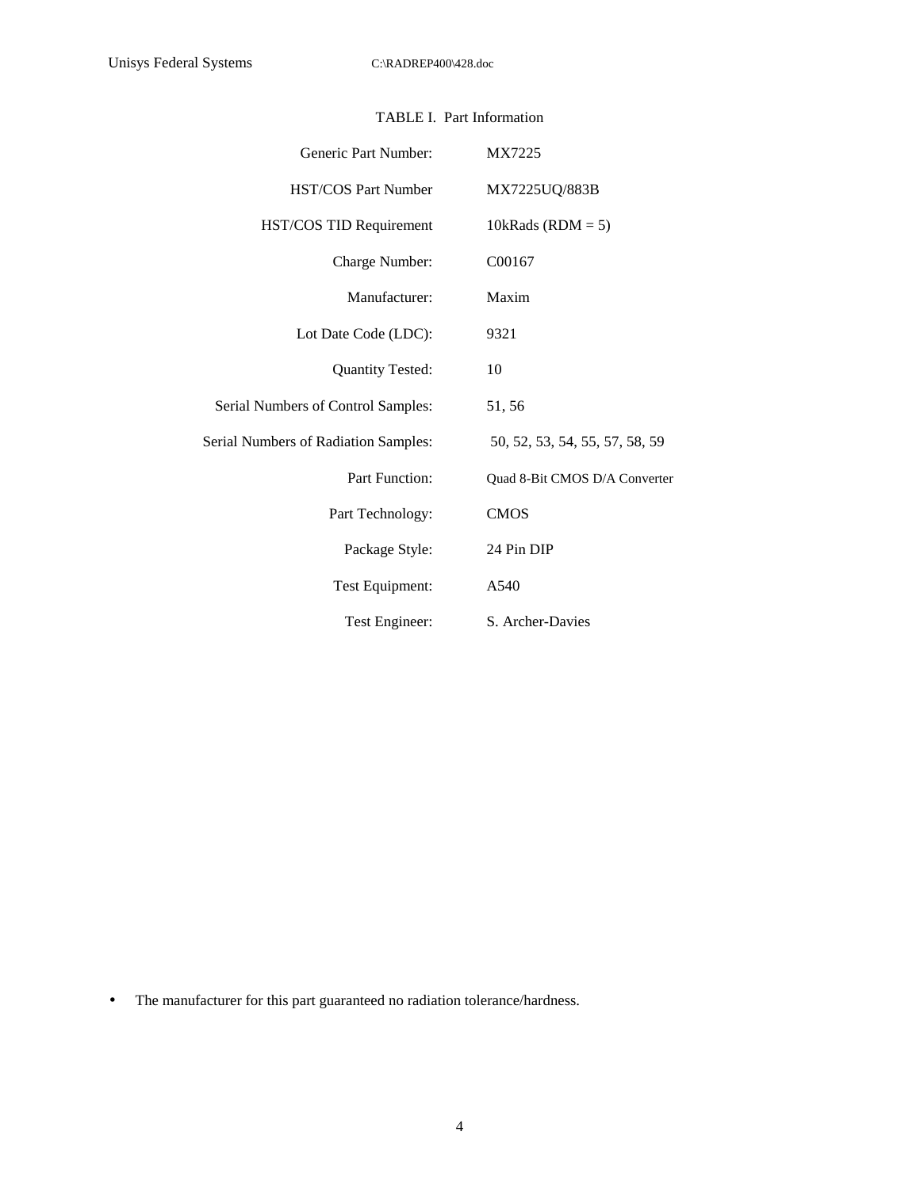TABLE I. Part Information

| | |
|---|---|
| Generic Part Number: | MX7225 |
| HST/COS Part Number | MX7225UQ/883B |
| HST/COS TID Requirement | 10kRads (RDM = 5) |
| Charge Number: | C00167 |
| Manufacturer: | Maxim |
| Lot Date Code (LDC): | 9321 |
| Quantity Tested: | 10 |
| Serial Numbers of Control Samples: | 51, 56 |
| Serial Numbers of Radiation Samples: | 50, 52, 53, 54, 55, 57, 58, 59 |
| Part Function: | Quad 8-Bit CMOS D/A Converter |
| Part Technology: | CMOS |
| Package Style: | 24 Pin DIP |
| Test Equipment: | A540 |
| Test Engineer: | S. Archer-Davies |

- The manufacturer for this part guaranteed no radiation tolerance/hardness.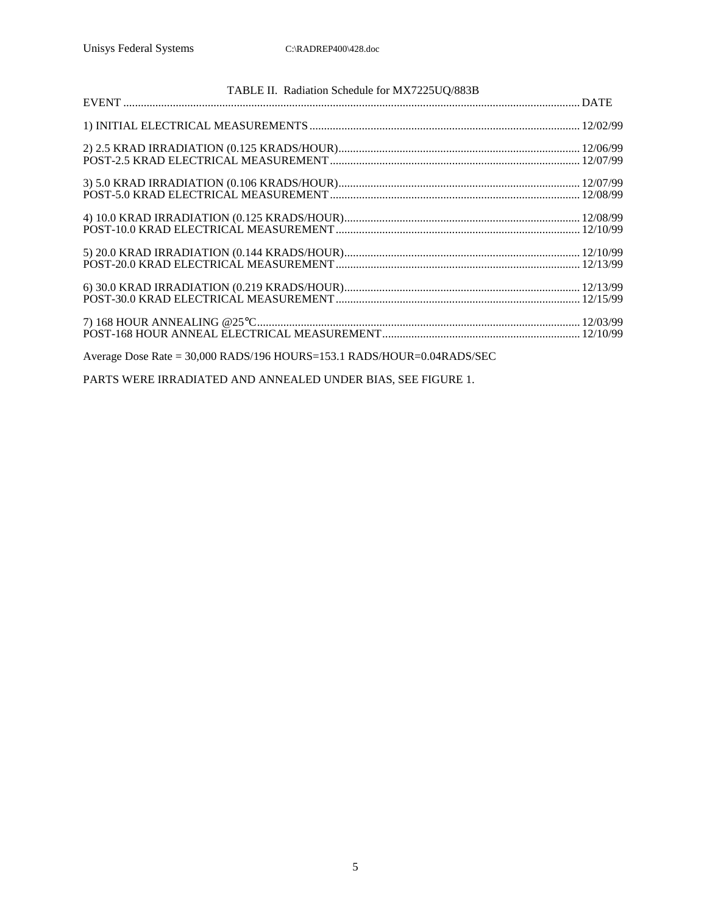TABLE II. Radiation Schedule for MX7225UQ/883B

| EVENT | DATE |
|---|---|
| 1) INITIAL ELECTRICAL MEASUREMENTS | 12/02/99 |
| 2) 2.5 KRAD IRRADIATION (0.125 KRADS/HOUR) | 12/06/99 |
| POST-2.5 KRAD ELECTRICAL MEASUREMENT | 12/07/99 |
| 3) 5.0 KRAD IRRADIATION (0.106 KRADS/HOUR) | 12/07/99 |
| POST-5.0 KRAD ELECTRICAL MEASUREMENT | 12/08/99 |
| 4) 10.0 KRAD IRRADIATION (0.125 KRADS/HOUR) | 12/08/99 |
| POST-10.0 KRAD ELECTRICAL MEASUREMENT | 12/10/99 |
| 5) 20.0 KRAD IRRADIATION (0.144 KRADS/HOUR) | 12/10/99 |
| POST-20.0 KRAD ELECTRICAL MEASUREMENT | 12/13/99 |
| 6) 30.0 KRAD IRRADIATION (0.219 KRADS/HOUR) | 12/13/99 |
| POST-30.0 KRAD ELECTRICAL MEASUREMENT | 12/15/99 |
| 7) 168 HOUR ANNEALING @25°C | 12/03/99 |
| POST-168 HOUR ANNEAL ELECTRICAL MEASUREMENT | 12/10/99 |

Average Dose Rate = 30,000 RADS/196 HOURS=153.1 RADS/HOUR=0.04RADS/SEC

PARTS WERE IRRADIATED AND ANNEALED UNDER BIAS, SEE FIGURE 1.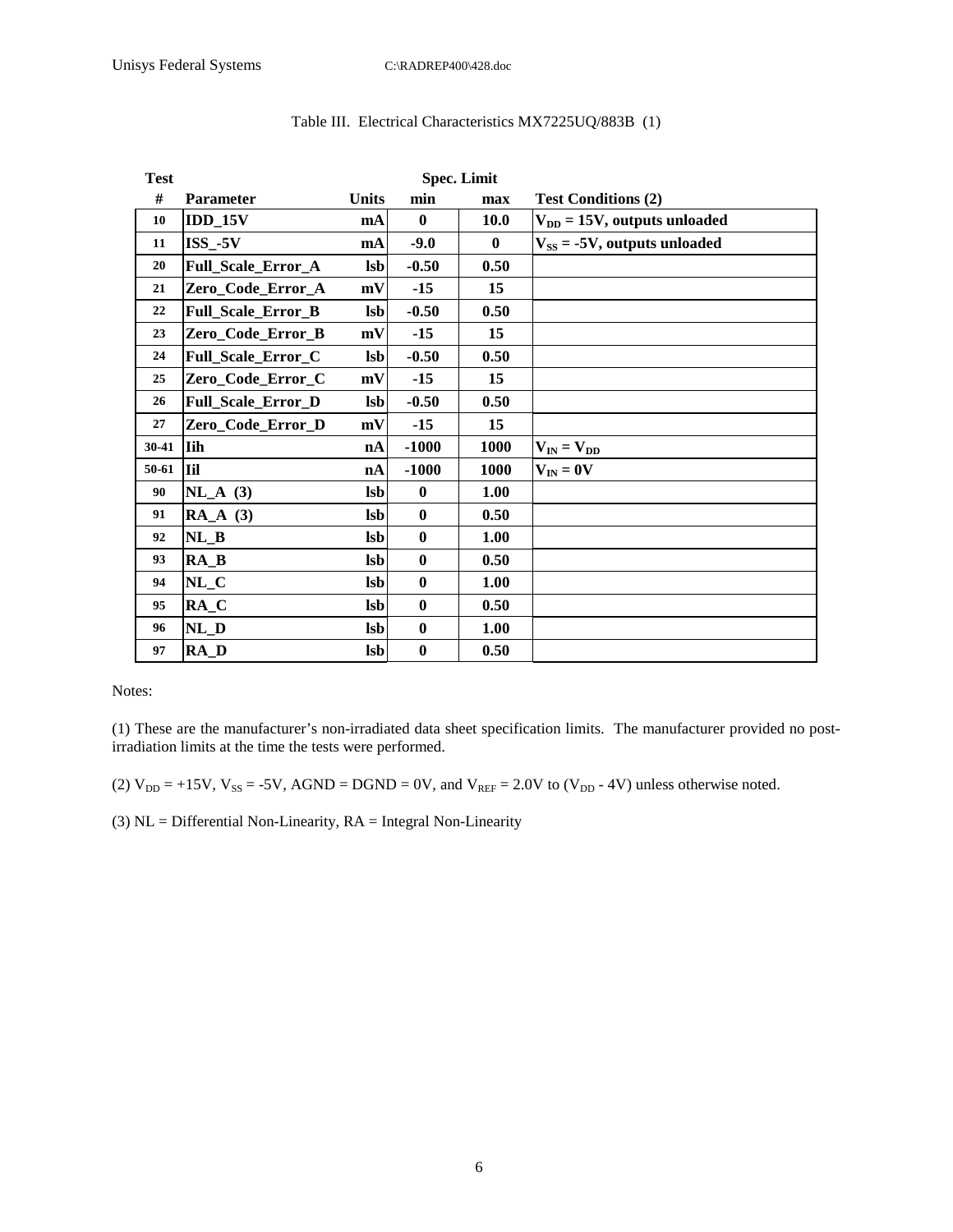Table III.  Electrical Characteristics MX7225UQ/883B  (1)

| Test # | Parameter | Units | Spec. Limit min | Spec. Limit max | Test Conditions (2) |
|---|---|---|---|---|---|
| 10 | IDD_15V | mA | 0 | 10.0 | $V_{DD}$ = 15V, outputs unloaded |
| 11 | ISS_-5V | mA | -9.0 | 0 | $V_{SS}$ = -5V, outputs unloaded |
| 20 | Full_Scale_Error_A | lsb | -0.50 | 0.50 | |
| 21 | Zero_Code_Error_A | mV | -15 | 15 | |
| 22 | Full_Scale_Error_B | lsb | -0.50 | 0.50 | |
| 23 | Zero_Code_Error_B | mV | -15 | 15 | |
| 24 | Full_Scale_Error_C | lsb | -0.50 | 0.50 | |
| 25 | Zero_Code_Error_C | mV | -15 | 15 | |
| 26 | Full_Scale_Error_D | lsb | -0.50 | 0.50 | |
| 27 | Zero_Code_Error_D | mV | -15 | 15 | |
| 30-41 | Iih | nA | -1000 | 1000 | $V_{IN} = V_{DD}$ |
| 50-61 | Iil | nA | -1000 | 1000 | $V_{IN}$ = 0V |
| 90 | NL_A (3) | lsb | 0 | 1.00 | |
| 91 | RA_A (3) | lsb | 0 | 0.50 | |
| 92 | NL_B | lsb | 0 | 1.00 | |
| 93 | RA_B | lsb | 0 | 0.50 | |
| 94 | NL_C | lsb | 0 | 1.00 | |
| 95 | RA_C | lsb | 0 | 0.50 | |
| 96 | NL_D | lsb | 0 | 1.00 | |
| 97 | RA_D | lsb | 0 | 0.50 | |

Notes:

(1) These are the manufacturer's non-irradiated data sheet specification limits. The manufacturer provided no post-irradiation limits at the time the tests were performed.

(2) $V_{DD}$ = +15V, $V_{SS}$ = -5V, AGND = DGND = 0V, and $V_{REF}$ = 2.0V to ($V_{DD}$ - 4V) unless otherwise noted.

(3) NL = Differential Non-Linearity, RA = Integral Non-Linearity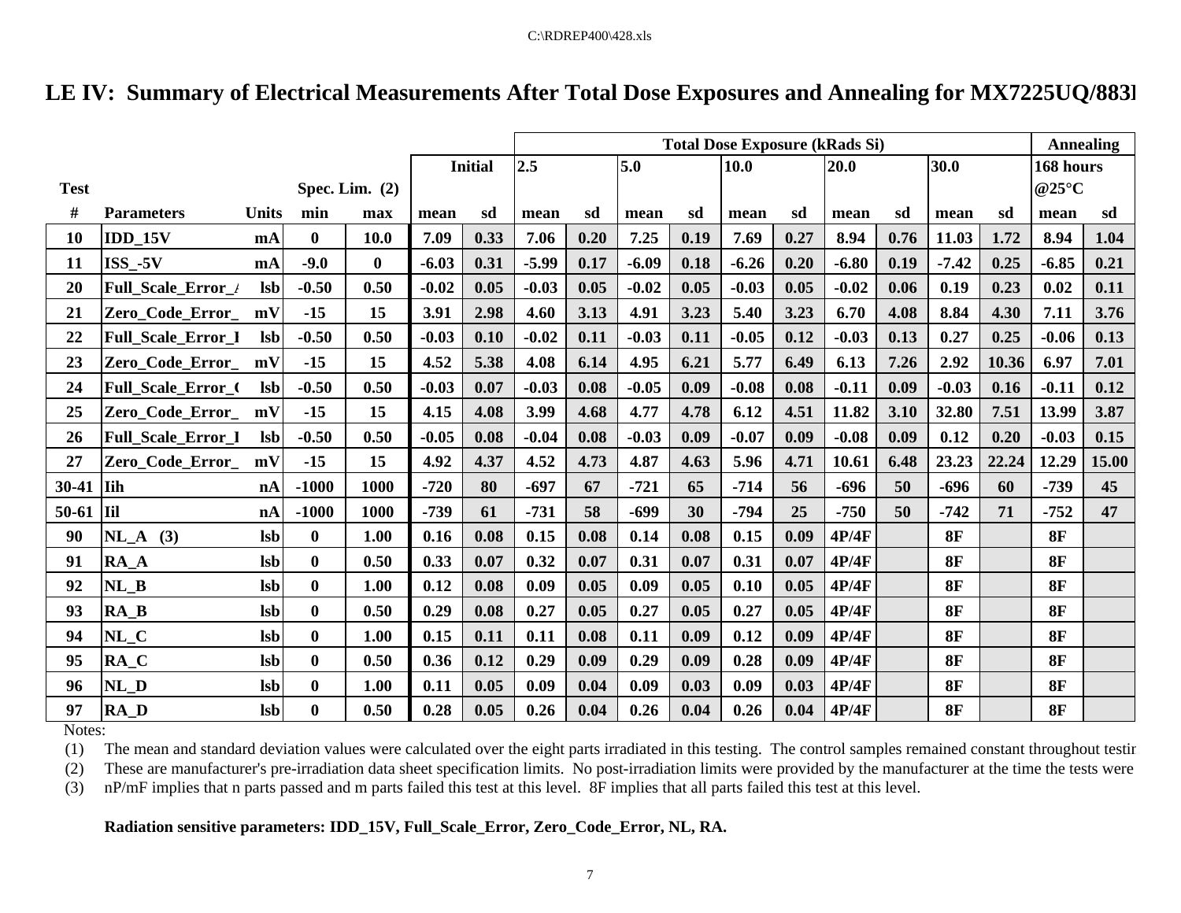## LE IV: Summary of Electrical Measurements After Total Dose Exposures and Annealing for MX7225UQ/883I

| Test | | | | | | | Total Dose Exposure (kRads Si) | | | | | | | | | | | | Annealing | |
|---|---|---|---|---|---|---|---|---|---|---|---|---|---|---|---|---|---|---|---|---|
| | | | Spec. Lim. (2) | | Initial | | 2.5 | | 5.0 | | 10.0 | | 20.0 | | 30.0 | | | | 168 hours @25°C | |
| # | Parameters | Units | min | max | mean | sd | mean | sd | mean | sd | mean | sd | mean | sd | mean | sd | | | mean | sd |
| 10 | IDD_15V | mA | 0 | 10.0 | 7.09 | 0.33 | 7.06 | 0.20 | 7.25 | 0.19 | 7.69 | 0.27 | 8.94 | 0.76 | 11.03 | 1.72 | | | 8.94 | 1.04 |
| 11 | ISS_-5V | mA | -9.0 | 0 | -6.03 | 0.31 | -5.99 | 0.17 | -6.09 | 0.18 | -6.26 | 0.20 | -6.80 | 0.19 | -7.42 | 0.25 | | | -6.85 | 0.21 |
| 20 | Full_Scale_Error_/ | lsb | -0.50 | 0.50 | -0.02 | 0.05 | -0.03 | 0.05 | -0.02 | 0.05 | -0.03 | 0.05 | -0.02 | 0.06 | 0.19 | 0.23 | | | 0.02 | 0.11 |
| 21 | Zero_Code_Error_ | mV | -15 | 15 | 3.91 | 2.98 | 4.60 | 3.13 | 4.91 | 3.23 | 5.40 | 3.23 | 6.70 | 4.08 | 8.84 | 4.30 | | | 7.11 | 3.76 |
| 22 | Full_Scale_Error_I | lsb | -0.50 | 0.50 | -0.03 | 0.10 | -0.02 | 0.11 | -0.03 | 0.11 | -0.05 | 0.12 | -0.03 | 0.13 | 0.27 | 0.25 | | | -0.06 | 0.13 |
| 23 | Zero_Code_Error_ | mV | -15 | 15 | 4.52 | 5.38 | 4.08 | 6.14 | 4.95 | 6.21 | 5.77 | 6.49 | 6.13 | 7.26 | 2.92 | 10.36 | | | 6.97 | 7.01 |
| 24 | Full_Scale_Error_( | lsb | -0.50 | 0.50 | -0.03 | 0.07 | -0.03 | 0.08 | -0.05 | 0.09 | -0.08 | 0.08 | -0.11 | 0.09 | -0.03 | 0.16 | | | -0.11 | 0.12 |
| 25 | Zero_Code_Error_ | mV | -15 | 15 | 4.15 | 4.08 | 3.99 | 4.68 | 4.77 | 4.78 | 6.12 | 4.51 | 11.82 | 3.10 | 32.80 | 7.51 | | | 13.99 | 3.87 |
| 26 | Full_Scale_Error_I | lsb | -0.50 | 0.50 | -0.05 | 0.08 | -0.04 | 0.08 | -0.03 | 0.09 | -0.07 | 0.09 | -0.08 | 0.09 | 0.12 | 0.20 | | | -0.03 | 0.15 |
| 27 | Zero_Code_Error_ | mV | -15 | 15 | 4.92 | 4.37 | 4.52 | 4.73 | 4.87 | 4.63 | 5.96 | 4.71 | 10.61 | 6.48 | 23.23 | 22.24 | | | 12.29 | 15.00 |
| 30-41 | Iih | nA | -1000 | 1000 | -720 | 80 | -697 | 67 | -721 | 65 | -714 | 56 | -696 | 50 | -696 | 60 | | | -739 | 45 |
| 50-61 | Iil | nA | -1000 | 1000 | -739 | 61 | -731 | 58 | -699 | 30 | -794 | 25 | -750 | 50 | -742 | 71 | | | -752 | 47 |
| 90 | NL_A (3) | lsb | 0 | 1.00 | 0.16 | 0.08 | 0.15 | 0.08 | 0.14 | 0.08 | 0.15 | 0.09 | 4P/4F | | 8F | | | | 8F | |
| 91 | RA_A | lsb | 0 | 0.50 | 0.33 | 0.07 | 0.32 | 0.07 | 0.31 | 0.07 | 0.31 | 0.07 | 4P/4F | | 8F | | | | 8F | |
| 92 | NL_B | lsb | 0 | 1.00 | 0.12 | 0.08 | 0.09 | 0.05 | 0.09 | 0.05 | 0.10 | 0.05 | 4P/4F | | 8F | | | | 8F | |
| 93 | RA_B | lsb | 0 | 0.50 | 0.29 | 0.08 | 0.27 | 0.05 | 0.27 | 0.05 | 0.27 | 0.05 | 4P/4F | | 8F | | | | 8F | |
| 94 | NL_C | lsb | 0 | 1.00 | 0.15 | 0.11 | 0.11 | 0.08 | 0.11 | 0.09 | 0.12 | 0.09 | 4P/4F | | 8F | | | | 8F | |
| 95 | RA_C | lsb | 0 | 0.50 | 0.36 | 0.12 | 0.29 | 0.09 | 0.29 | 0.09 | 0.28 | 0.09 | 4P/4F | | 8F | | | | 8F | |
| 96 | NL_D | lsb | 0 | 1.00 | 0.11 | 0.05 | 0.09 | 0.04 | 0.09 | 0.03 | 0.09 | 0.03 | 4P/4F | | 8F | | | | 8F | |
| 97 | RA_D | lsb | 0 | 0.50 | 0.28 | 0.05 | 0.26 | 0.04 | 0.26 | 0.04 | 0.26 | 0.04 | 4P/4F | | 8F | | | | 8F | |

Notes:

(1) The mean and standard deviation values were calculated over the eight parts irradiated in this testing. The control samples remained constant throughout testir

(2) These are manufacturer's pre-irradiation data sheet specification limits. No post-irradiation limits were provided by the manufacturer at the time the tests were

(3) nP/mF implies that n parts passed and m parts failed this test at this level. 8F implies that all parts failed this test at this level.

**Radiation sensitive parameters: IDD_15V, Full_Scale_Error, Zero_Code_Error, NL, RA.**